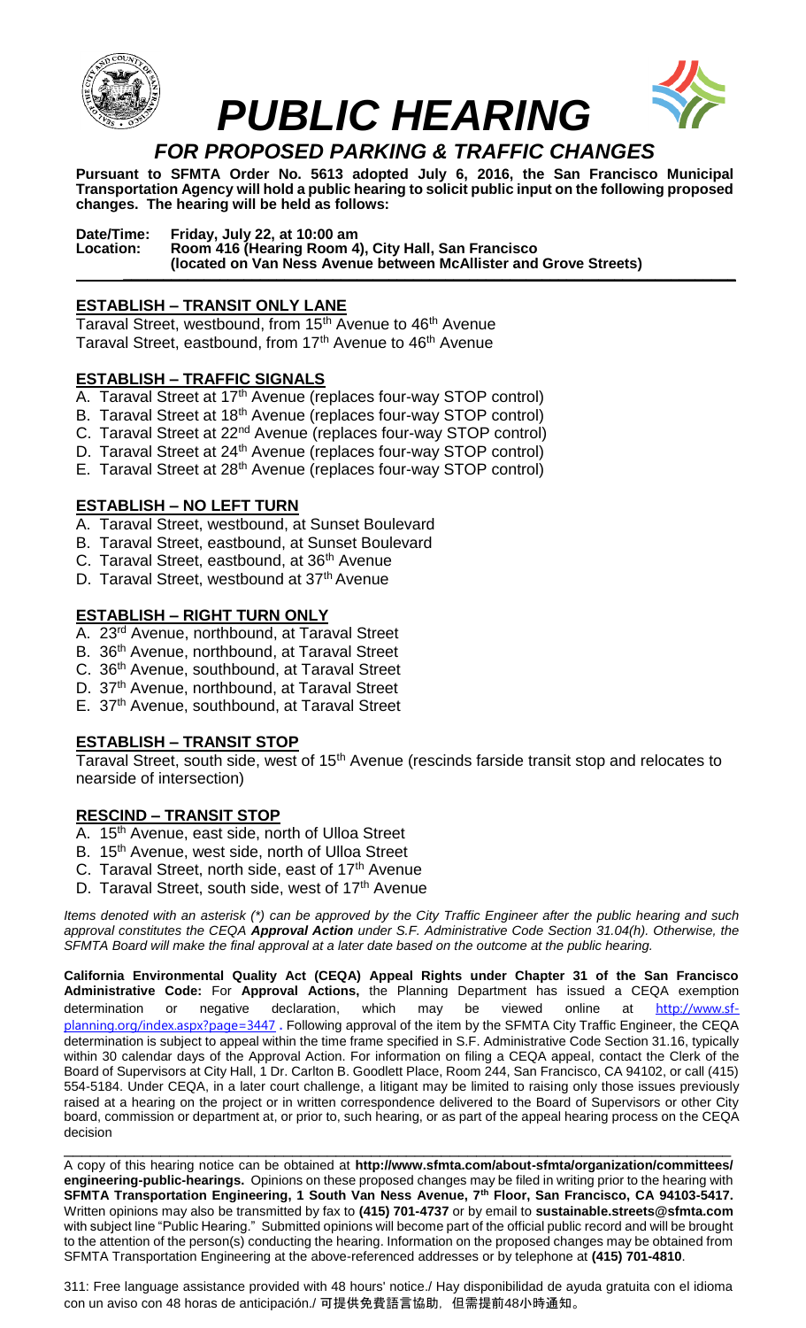# PUBLIC HEARING

## *FOR PROPOSED PARKING & TRAFFIC CHANGES*

**Pursuant to SFMTA Order No. 5613 adopted July 6, 2016, the San Francisco Municipal Transportation Agency will hold a public hearing to solicit public input on the following proposed changes. The hearing will be held as follows:**

**Date/Time: Friday, July 22, at 10:00 am**
**Location: Room 416 (Hearing Room 4), City Hall, San Francisco**
**(located on Van Ness Avenue between McAllister and Grove Streets)**

### ESTABLISH – TRANSIT ONLY LANE

Taraval Street, westbound, from 15th Avenue to 46th Avenue
Taraval Street, eastbound, from 17th Avenue to 46th Avenue

### ESTABLISH – TRAFFIC SIGNALS

A. Taraval Street at 17th Avenue (replaces four-way STOP control)
B. Taraval Street at 18th Avenue (replaces four-way STOP control)
C. Taraval Street at 22nd Avenue (replaces four-way STOP control)
D. Taraval Street at 24th Avenue (replaces four-way STOP control)
E. Taraval Street at 28th Avenue (replaces four-way STOP control)

### ESTABLISH – NO LEFT TURN

A. Taraval Street, westbound, at Sunset Boulevard
B. Taraval Street, eastbound, at Sunset Boulevard
C. Taraval Street, eastbound, at 36th Avenue
D. Taraval Street, westbound at 37th Avenue

### ESTABLISH – RIGHT TURN ONLY

A. 23rd Avenue, northbound, at Taraval Street
B. 36th Avenue, northbound, at Taraval Street
C. 36th Avenue, southbound, at Taraval Street
D. 37th Avenue, northbound, at Taraval Street
E. 37th Avenue, southbound, at Taraval Street

### ESTABLISH – TRANSIT STOP

Taraval Street, south side, west of 15th Avenue (rescinds farside transit stop and relocates to nearside of intersection)

### RESCIND – TRANSIT STOP

A. 15th Avenue, east side, north of Ulloa Street
B. 15th Avenue, west side, north of Ulloa Street
C. Taraval Street, north side, east of 17th Avenue
D. Taraval Street, south side, west of 17th Avenue

*Items denoted with an asterisk (*) can be approved by the City Traffic Engineer after the public hearing and such approval constitutes the CEQA **Approval Action** under S.F. Administrative Code Section 31.04(h). Otherwise, the SFMTA Board will make the final approval at a later date based on the outcome at the public hearing.*

**California Environmental Quality Act (CEQA) Appeal Rights under Chapter 31 of the San Francisco Administrative Code:** For **Approval Actions,** the Planning Department has issued a CEQA exemption determination or negative declaration, which may be viewed online at http://www.sf-planning.org/index.aspx?page=3447 . Following approval of the item by the SFMTA City Traffic Engineer, the CEQA determination is subject to appeal within the time frame specified in S.F. Administrative Code Section 31.16, typically within 30 calendar days of the Approval Action. For information on filing a CEQA appeal, contact the Clerk of the Board of Supervisors at City Hall, 1 Dr. Carlton B. Goodlett Place, Room 244, San Francisco, CA 94102, or call (415) 554-5184. Under CEQA, in a later court challenge, a litigant may be limited to raising only those issues previously raised at a hearing on the project or in written correspondence delivered to the Board of Supervisors or other City board, commission or department at, or prior to, such hearing, or as part of the appeal hearing process on the CEQA decision

---

A copy of this hearing notice can be obtained at **http://www.sfmta.com/about-sfmta/organization/committees/engineering-public-hearings.** Opinions on these proposed changes may be filed in writing prior to the hearing with **SFMTA Transportation Engineering, 1 South Van Ness Avenue, 7th Floor, San Francisco, CA 94103-5417.** Written opinions may also be transmitted by fax to **(415) 701-4737** or by email to **sustainable.streets@sfmta.com** with subject line "Public Hearing." Submitted opinions will become part of the official public record and will be brought to the attention of the person(s) conducting the hearing. Information on the proposed changes may be obtained from SFMTA Transportation Engineering at the above-referenced addresses or by telephone at **(415) 701-4810**.

311: Free language assistance provided with 48 hours' notice./ Hay disponibilidad de ayuda gratuita con el idioma con un aviso con 48 horas de anticipación./ **可提供免費語言協助，但需提前48小時通知。**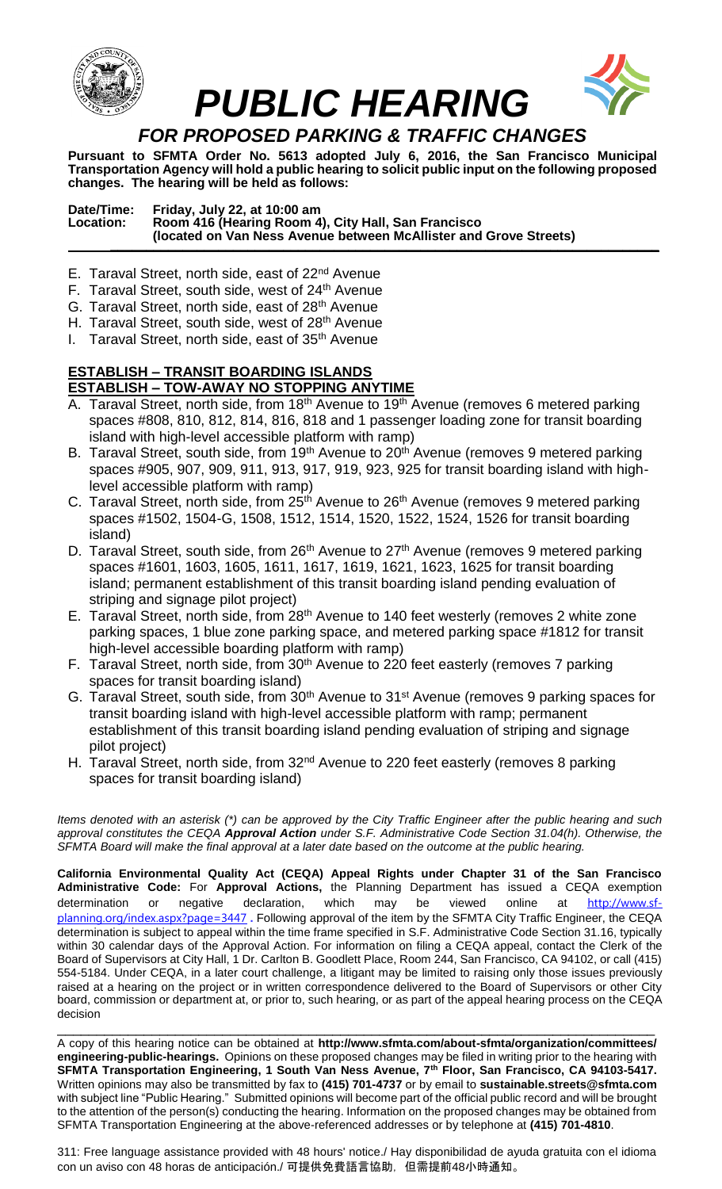# PUBLIC HEARING

## FOR PROPOSED PARKING & TRAFFIC CHANGES

**Pursuant to SFMTA Order No. 5613 adopted July 6, 2016, the San Francisco Municipal Transportation Agency will hold a public hearing to solicit public input on the following proposed changes. The hearing will be held as follows:**

**Date/Time: Friday, July 22, at 10:00 am**
**Location: Room 416 (Hearing Room 4), City Hall, San Francisco**
**(located on Van Ness Avenue between McAllister and Grove Streets)**

---

E. Taraval Street, north side, east of 22nd Avenue
F. Taraval Street, south side, west of 24th Avenue
G. Taraval Street, north side, east of 28th Avenue
H. Taraval Street, south side, west of 28th Avenue
I. Taraval Street, north side, east of 35th Avenue

**ESTABLISH – TRANSIT BOARDING ISLANDS**
**ESTABLISH – TOW-AWAY NO STOPPING ANYTIME**

A. Taraval Street, north side, from 18th Avenue to 19th Avenue (removes 6 metered parking spaces #808, 810, 812, 814, 816, 818 and 1 passenger loading zone for transit boarding island with high-level accessible platform with ramp)
B. Taraval Street, south side, from 19th Avenue to 20th Avenue (removes 9 metered parking spaces #905, 907, 909, 911, 913, 917, 919, 923, 925 for transit boarding island with high-level accessible platform with ramp)
C. Taraval Street, north side, from 25th Avenue to 26th Avenue (removes 9 metered parking spaces #1502, 1504-G, 1508, 1512, 1514, 1520, 1522, 1524, 1526 for transit boarding island)
D. Taraval Street, south side, from 26th Avenue to 27th Avenue (removes 9 metered parking spaces #1601, 1603, 1605, 1611, 1617, 1619, 1621, 1623, 1625 for transit boarding island; permanent establishment of this transit boarding island pending evaluation of striping and signage pilot project)
E. Taraval Street, north side, from 28th Avenue to 140 feet westerly (removes 2 white zone parking spaces, 1 blue zone parking space, and metered parking space #1812 for transit high-level accessible boarding platform with ramp)
F. Taraval Street, north side, from 30th Avenue to 220 feet easterly (removes 7 parking spaces for transit boarding island)
G. Taraval Street, south side, from 30th Avenue to 31st Avenue (removes 9 parking spaces for transit boarding island with high-level accessible platform with ramp; permanent establishment of this transit boarding island pending evaluation of striping and signage pilot project)
H. Taraval Street, north side, from 32nd Avenue to 220 feet easterly (removes 8 parking spaces for transit boarding island)

*Items denoted with an asterisk (*) can be approved by the City Traffic Engineer after the public hearing and such approval constitutes the CEQA **Approval Action** under S.F. Administrative Code Section 31.04(h). Otherwise, the SFMTA Board will make the final approval at a later date based on the outcome at the public hearing.*

**California Environmental Quality Act (CEQA) Appeal Rights under Chapter 31 of the San Francisco Administrative Code:** For **Approval Actions,** the Planning Department has issued a CEQA exemption determination or negative declaration, which may be viewed online at http://www.sf-planning.org/index.aspx?page=3447 . Following approval of the item by the SFMTA City Traffic Engineer, the CEQA determination is subject to appeal within the time frame specified in S.F. Administrative Code Section 31.16, typically within 30 calendar days of the Approval Action. For information on filing a CEQA appeal, contact the Clerk of the Board of Supervisors at City Hall, 1 Dr. Carlton B. Goodlett Place, Room 244, San Francisco, CA 94102, or call (415) 554-5184. Under CEQA, in a later court challenge, a litigant may be limited to raising only those issues previously raised at a hearing on the project or in written correspondence delivered to the Board of Supervisors or other City board, commission or department at, or prior to, such hearing, or as part of the appeal hearing process on the CEQA decision

---

A copy of this hearing notice can be obtained at **http://www.sfmta.com/about-sfmta/organization/committees/engineering-public-hearings.** Opinions on these proposed changes may be filed in writing prior to the hearing with **SFMTA Transportation Engineering, 1 South Van Ness Avenue, 7th Floor, San Francisco, CA 94103-5417.** Written opinions may also be transmitted by fax to **(415) 701-4737** or by email to **sustainable.streets@sfmta.com** with subject line "Public Hearing." Submitted opinions will become part of the official public record and will be brought to the attention of the person(s) conducting the hearing. Information on the proposed changes may be obtained from SFMTA Transportation Engineering at the above-referenced addresses or by telephone at **(415) 701-4810**.

311: Free language assistance provided with 48 hours' notice./ Hay disponibilidad de ayuda gratuita con el idioma con un aviso con 48 horas de anticipación./ **可提供免費語言協助，但需提前48小時通知。**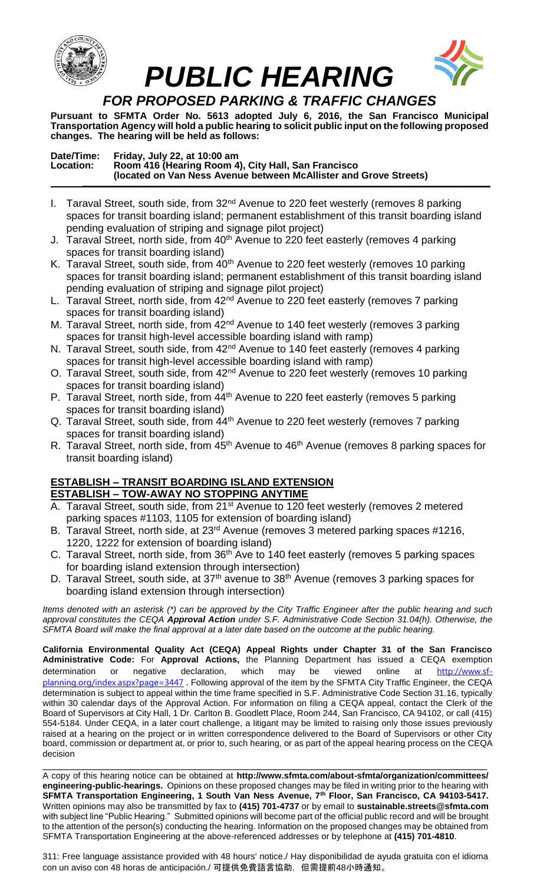# PUBLIC HEARING

## *FOR PROPOSED PARKING & TRAFFIC CHANGES*

**Pursuant to SFMTA Order No. 5613 adopted July 6, 2016, the San Francisco Municipal Transportation Agency will hold a public hearing to solicit public input on the following proposed changes. The hearing will be held as follows:**

**Date/Time: Friday, July 22, at 10:00 am**
**Location: Room 416 (Hearing Room 4), City Hall, San Francisco**
**(located on Van Ness Avenue between McAllister and Grove Streets)**

---

I. Taraval Street, south side, from 32nd Avenue to 220 feet westerly (removes 8 parking spaces for transit boarding island; permanent establishment of this transit boarding island pending evaluation of striping and signage pilot project)

J. Taraval Street, north side, from 40th Avenue to 220 feet easterly (removes 4 parking spaces for transit boarding island)

K. Taraval Street, south side, from 40th Avenue to 220 feet westerly (removes 10 parking spaces for transit boarding island; permanent establishment of this transit boarding island pending evaluation of striping and signage pilot project)

L. Taraval Street, north side, from 42nd Avenue to 220 feet easterly (removes 7 parking spaces for transit boarding island)

M. Taraval Street, north side, from 42nd Avenue to 140 feet westerly (removes 3 parking spaces for transit high-level accessible boarding island with ramp)

N. Taraval Street, south side, from 42nd Avenue to 140 feet easterly (removes 4 parking spaces for transit high-level accessible boarding island with ramp)

O. Taraval Street, south side, from 42nd Avenue to 220 feet westerly (removes 10 parking spaces for transit boarding island)

P. Taraval Street, north side, from 44th Avenue to 220 feet easterly (removes 5 parking spaces for transit boarding island)

Q. Taraval Street, south side, from 44th Avenue to 220 feet westerly (removes 7 parking spaces for transit boarding island)

R. Taraval Street, north side, from 45th Avenue to 46th Avenue (removes 8 parking spaces for transit boarding island)

**ESTABLISH – TRANSIT BOARDING ISLAND EXTENSION**
**ESTABLISH – TOW-AWAY NO STOPPING ANYTIME**

A. Taraval Street, south side, from 21st Avenue to 120 feet westerly (removes 2 metered parking spaces #1103, 1105 for extension of boarding island)

B. Taraval Street, north side, at 23rd Avenue (removes 3 metered parking spaces #1216, 1220, 1222 for extension of boarding island)

C. Taraval Street, north side, from 36th Ave to 140 feet easterly (removes 5 parking spaces for boarding island extension through intersection)

D. Taraval Street, south side, at 37th avenue to 38th Avenue (removes 3 parking spaces for boarding island extension through intersection)

*Items denoted with an asterisk (*) can be approved by the City Traffic Engineer after the public hearing and such approval constitutes the CEQA **Approval Action** under S.F. Administrative Code Section 31.04(h). Otherwise, the SFMTA Board will make the final approval at a later date based on the outcome at the public hearing.*

**California Environmental Quality Act (CEQA) Appeal Rights under Chapter 31 of the San Francisco Administrative Code:** For **Approval Actions,** the Planning Department has issued a CEQA exemption determination or negative declaration, which may be viewed online at http://www.sf-planning.org/index.aspx?page=3447 . Following approval of the item by the SFMTA City Traffic Engineer, the CEQA determination is subject to appeal within the time frame specified in S.F. Administrative Code Section 31.16, typically within 30 calendar days of the Approval Action. For information on filing a CEQA appeal, contact the Clerk of the Board of Supervisors at City Hall, 1 Dr. Carlton B. Goodlett Place, Room 244, San Francisco, CA 94102, or call (415) 554-5184. Under CEQA, in a later court challenge, a litigant may be limited to raising only those issues previously raised at a hearing on the project or in written correspondence delivered to the Board of Supervisors or other City board, commission or department at, or prior to, such hearing, or as part of the appeal hearing process on the CEQA decision

---

A copy of this hearing notice can be obtained at **http://www.sfmta.com/about-sfmta/organization/committees/engineering-public-hearings.** Opinions on these proposed changes may be filed in writing prior to the hearing with **SFMTA Transportation Engineering, 1 South Van Ness Avenue, 7th Floor, San Francisco, CA 94103-5417.** Written opinions may also be transmitted by fax to **(415) 701-4737** or by email to **sustainable.streets@sfmta.com** with subject line "Public Hearing." Submitted opinions will become part of the official public record and will be brought to the attention of the person(s) conducting the hearing. Information on the proposed changes may be obtained from SFMTA Transportation Engineering at the above-referenced addresses or by telephone at **(415) 701-4810**.

311: Free language assistance provided with 48 hours' notice./ Hay disponibilidad de ayuda gratuita con el idioma con un aviso con 48 horas de anticipación./ 可提供免費語言協助，但需提前48小時通知。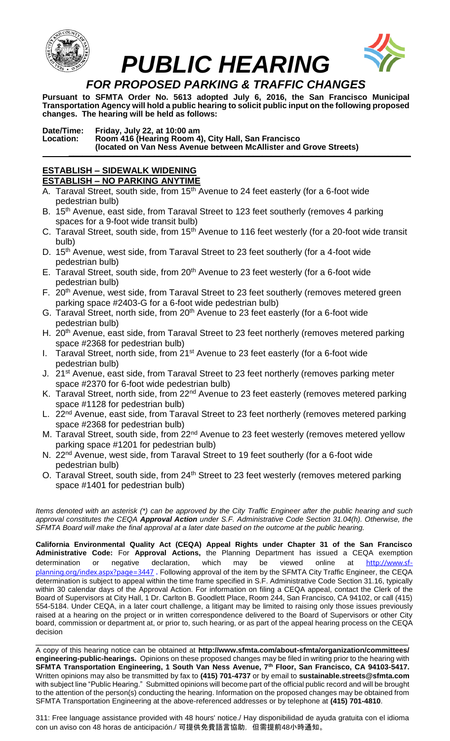# PUBLIC HEARING

## FOR PROPOSED PARKING & TRAFFIC CHANGES

**Pursuant to SFMTA Order No. 5613 adopted July 6, 2016, the San Francisco Municipal Transportation Agency will hold a public hearing to solicit public input on the following proposed changes. The hearing will be held as follows:**

**Date/Time:** **Friday, July 22, at 10:00 am**
**Location:** **Room 416 (Hearing Room 4), City Hall, San Francisco**
**(located on Van Ness Avenue between McAllister and Grove Streets)**

**ESTABLISH – SIDEWALK WIDENING**
**ESTABLISH – NO PARKING ANYTIME**

A. Taraval Street, south side, from 15th Avenue to 24 feet easterly (for a 6-foot wide pedestrian bulb)
B. 15th Avenue, east side, from Taraval Street to 123 feet southerly (removes 4 parking spaces for a 9-foot wide transit bulb)
C. Taraval Street, south side, from 15th Avenue to 116 feet westerly (for a 20-foot wide transit bulb)
D. 15th Avenue, west side, from Taraval Street to 23 feet southerly (for a 4-foot wide pedestrian bulb)
E. Taraval Street, south side, from 20th Avenue to 23 feet westerly (for a 6-foot wide pedestrian bulb)
F. 20th Avenue, west side, from Taraval Street to 23 feet southerly (removes metered green parking space #2403-G for a 6-foot wide pedestrian bulb)
G. Taraval Street, north side, from 20th Avenue to 23 feet easterly (for a 6-foot wide pedestrian bulb)
H. 20th Avenue, east side, from Taraval Street to 23 feet northerly (removes metered parking space #2368 for pedestrian bulb)
I. Taraval Street, north side, from 21st Avenue to 23 feet easterly (for a 6-foot wide pedestrian bulb)
J. 21st Avenue, east side, from Taraval Street to 23 feet northerly (removes parking meter space #2370 for 6-foot wide pedestrian bulb)
K. Taraval Street, north side, from 22nd Avenue to 23 feet easterly (removes metered parking space #1128 for pedestrian bulb)
L. 22nd Avenue, east side, from Taraval Street to 23 feet northerly (removes metered parking space #2368 for pedestrian bulb)
M. Taraval Street, south side, from 22nd Avenue to 23 feet westerly (removes metered yellow parking space #1201 for pedestrian bulb)
N. 22nd Avenue, west side, from Taraval Street to 19 feet southerly (for a 6-foot wide pedestrian bulb)
O. Taraval Street, south side, from 24th Street to 23 feet westerly (removes metered parking space #1401 for pedestrian bulb)

*Items denoted with an asterisk (*) can be approved by the City Traffic Engineer after the public hearing and such approval constitutes the CEQA* ***Approval Action*** *under S.F. Administrative Code Section 31.04(h). Otherwise, the SFMTA Board will make the final approval at a later date based on the outcome at the public hearing.*

**California Environmental Quality Act (CEQA) Appeal Rights under Chapter 31 of the San Francisco Administrative Code:** For **Approval Actions,** the Planning Department has issued a CEQA exemption determination or negative declaration, which may be viewed online at http://www.sf-planning.org/index.aspx?page=3447. Following approval of the item by the SFMTA City Traffic Engineer, the CEQA determination is subject to appeal within the time frame specified in S.F. Administrative Code Section 31.16, typically within 30 calendar days of the Approval Action. For information on filing a CEQA appeal, contact the Clerk of the Board of Supervisors at City Hall, 1 Dr. Carlton B. Goodlett Place, Room 244, San Francisco, CA 94102, or call (415) 554-5184. Under CEQA, in a later court challenge, a litigant may be limited to raising only those issues previously raised at a hearing on the project or in written correspondence delivered to the Board of Supervisors or other City board, commission or department at, or prior to, such hearing, or as part of the appeal hearing process on the CEQA decision

A copy of this hearing notice can be obtained at **http://www.sfmta.com/about-sfmta/organization/committees/engineering-public-hearings.** Opinions on these proposed changes may be filed in writing prior to the hearing with **SFMTA Transportation Engineering, 1 South Van Ness Avenue, 7th Floor, San Francisco, CA 94103-5417.** Written opinions may also be transmitted by fax to **(415) 701-4737** or by email to **sustainable.streets@sfmta.com** with subject line "Public Hearing." Submitted opinions will become part of the official public record and will be brought to the attention of the person(s) conducting the hearing. Information on the proposed changes may be obtained from SFMTA Transportation Engineering at the above-referenced addresses or by telephone at **(415) 701-4810**.

311: Free language assistance provided with 48 hours' notice./ Hay disponibilidad de ayuda gratuita con el idioma con un aviso con 48 horas de anticipación./ 可提供免費語言協助，但需提前48小時通知。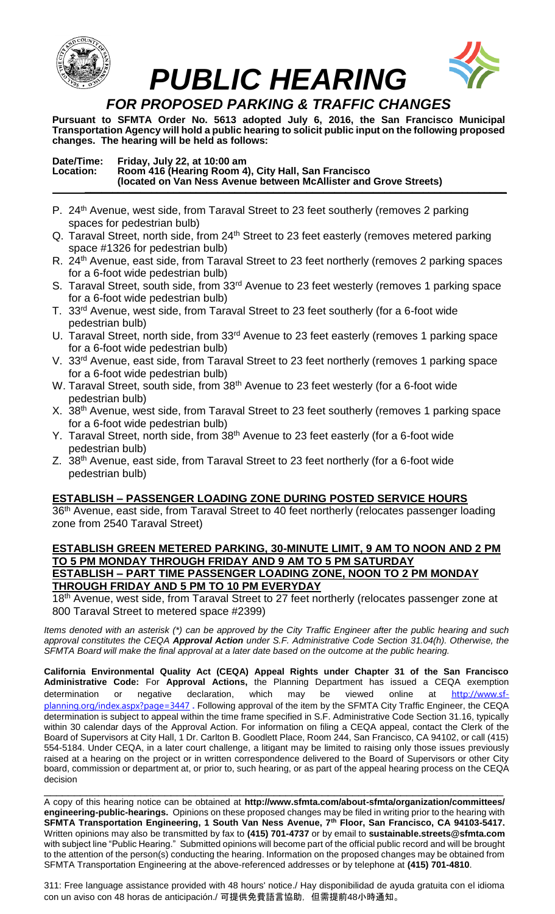# *PUBLIC HEARING*

## *FOR PROPOSED PARKING & TRAFFIC CHANGES*

**Pursuant to SFMTA Order No. 5613 adopted July 6, 2016, the San Francisco Municipal Transportation Agency will hold a public hearing to solicit public input on the following proposed changes. The hearing will be held as follows:**

**Date/Time: Friday, July 22, at 10:00 am**
**Location: Room 416 (Hearing Room 4), City Hall, San Francisco**
**(located on Van Ness Avenue between McAllister and Grove Streets)**

---

P. 24th Avenue, west side, from Taraval Street to 23 feet southerly (removes 2 parking spaces for pedestrian bulb)
Q. Taraval Street, north side, from 24th Street to 23 feet easterly (removes metered parking space #1326 for pedestrian bulb)
R. 24th Avenue, east side, from Taraval Street to 23 feet northerly (removes 2 parking spaces for a 6-foot wide pedestrian bulb)
S. Taraval Street, south side, from 33rd Avenue to 23 feet westerly (removes 1 parking space for a 6-foot wide pedestrian bulb)
T. 33rd Avenue, west side, from Taraval Street to 23 feet southerly (for a 6-foot wide pedestrian bulb)
U. Taraval Street, north side, from 33rd Avenue to 23 feet easterly (removes 1 parking space for a 6-foot wide pedestrian bulb)
V. 33rd Avenue, east side, from Taraval Street to 23 feet northerly (removes 1 parking space for a 6-foot wide pedestrian bulb)
W. Taraval Street, south side, from 38th Avenue to 23 feet westerly (for a 6-foot wide pedestrian bulb)
X. 38th Avenue, west side, from Taraval Street to 23 feet southerly (removes 1 parking space for a 6-foot wide pedestrian bulb)
Y. Taraval Street, north side, from 38th Avenue to 23 feet easterly (for a 6-foot wide pedestrian bulb)
Z. 38th Avenue, east side, from Taraval Street to 23 feet northerly (for a 6-foot wide pedestrian bulb)

**ESTABLISH – PASSENGER LOADING ZONE DURING POSTED SERVICE HOURS**

36th Avenue, east side, from Taraval Street to 40 feet northerly (relocates passenger loading zone from 2540 Taraval Street)

**ESTABLISH GREEN METERED PARKING, 30-MINUTE LIMIT, 9 AM TO NOON AND 2 PM TO 5 PM MONDAY THROUGH FRIDAY AND 9 AM TO 5 PM SATURDAY**
**ESTABLISH – PART TIME PASSENGER LOADING ZONE, NOON TO 2 PM MONDAY THROUGH FRIDAY AND 5 PM TO 10 PM EVERYDAY**

18th Avenue, west side, from Taraval Street to 27 feet northerly (relocates passenger zone at 800 Taraval Street to metered space #2399)

*Items denoted with an asterisk (*) can be approved by the City Traffic Engineer after the public hearing and such approval constitutes the CEQA **Approval Action** under S.F. Administrative Code Section 31.04(h). Otherwise, the SFMTA Board will make the final approval at a later date based on the outcome at the public hearing.*

**California Environmental Quality Act (CEQA) Appeal Rights under Chapter 31 of the San Francisco Administrative Code:** For **Approval Actions,** the Planning Department has issued a CEQA exemption determination or negative declaration, which may be viewed online at http://www.sf-planning.org/index.aspx?page=3447 . Following approval of the item by the SFMTA City Traffic Engineer, the CEQA determination is subject to appeal within the time frame specified in S.F. Administrative Code Section 31.16, typically within 30 calendar days of the Approval Action. For information on filing a CEQA appeal, contact the Clerk of the Board of Supervisors at City Hall, 1 Dr. Carlton B. Goodlett Place, Room 244, San Francisco, CA 94102, or call (415) 554-5184. Under CEQA, in a later court challenge, a litigant may be limited to raising only those issues previously raised at a hearing on the project or in written correspondence delivered to the Board of Supervisors or other City board, commission or department at, or prior to, such hearing, or as part of the appeal hearing process on the CEQA decision

---

A copy of this hearing notice can be obtained at **http://www.sfmta.com/about-sfmta/organization/committees/engineering-public-hearings.** Opinions on these proposed changes may be filed in writing prior to the hearing with **SFMTA Transportation Engineering, 1 South Van Ness Avenue, 7th Floor, San Francisco, CA 94103-5417.** Written opinions may also be transmitted by fax to **(415) 701-4737** or by email to **sustainable.streets@sfmta.com** with subject line "Public Hearing." Submitted opinions will become part of the official public record and will be brought to the attention of the person(s) conducting the hearing. Information on the proposed changes may be obtained from SFMTA Transportation Engineering at the above-referenced addresses or by telephone at **(415) 701-4810**.

311: Free language assistance provided with 48 hours' notice./ Hay disponibilidad de ayuda gratuita con el idioma con un aviso con 48 horas de anticipación./ 可提供免費語言協助，但需提前48小時通知。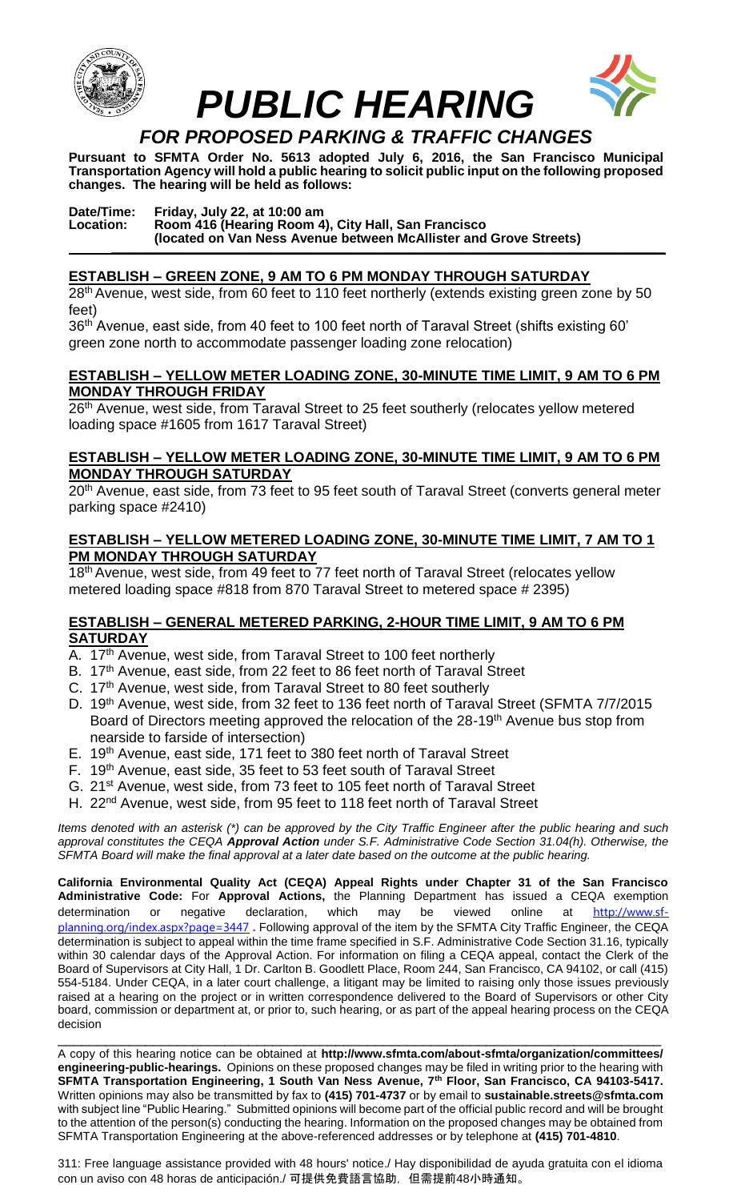# PUBLIC HEARING

## *FOR PROPOSED PARKING & TRAFFIC CHANGES*

**Pursuant to SFMTA Order No. 5613 adopted July 6, 2016, the San Francisco Municipal Transportation Agency will hold a public hearing to solicit public input on the following proposed changes. The hearing will be held as follows:**

**Date/Time: Friday, July 22, at 10:00 am**
**Location: Room 416 (Hearing Room 4), City Hall, San Francisco**
**(located on Van Ness Avenue between McAllister and Grove Streets)**

### ESTABLISH – GREEN ZONE, 9 AM TO 6 PM MONDAY THROUGH SATURDAY

28th Avenue, west side, from 60 feet to 110 feet northerly (extends existing green zone by 50 feet)

36th Avenue, east side, from 40 feet to 100 feet north of Taraval Street (shifts existing 60' green zone north to accommodate passenger loading zone relocation)

### ESTABLISH – YELLOW METER LOADING ZONE, 30-MINUTE TIME LIMIT, 9 AM TO 6 PM MONDAY THROUGH FRIDAY

26th Avenue, west side, from Taraval Street to 25 feet southerly (relocates yellow metered loading space #1605 from 1617 Taraval Street)

### ESTABLISH – YELLOW METER LOADING ZONE, 30-MINUTE TIME LIMIT, 9 AM TO 6 PM MONDAY THROUGH SATURDAY

20th Avenue, east side, from 73 feet to 95 feet south of Taraval Street (converts general meter parking space #2410)

### ESTABLISH – YELLOW METERED LOADING ZONE, 30-MINUTE TIME LIMIT, 7 AM TO 1 PM MONDAY THROUGH SATURDAY

18th Avenue, west side, from 49 feet to 77 feet north of Taraval Street (relocates yellow metered loading space #818 from 870 Taraval Street to metered space # 2395)

### ESTABLISH – GENERAL METERED PARKING, 2-HOUR TIME LIMIT, 9 AM TO 6 PM SATURDAY

A. 17th Avenue, west side, from Taraval Street to 100 feet northerly
B. 17th Avenue, east side, from 22 feet to 86 feet north of Taraval Street
C. 17th Avenue, west side, from Taraval Street to 80 feet southerly
D. 19th Avenue, west side, from 32 feet to 136 feet north of Taraval Street (SFMTA 7/7/2015 Board of Directors meeting approved the relocation of the 28-19th Avenue bus stop from nearside to farside of intersection)
E. 19th Avenue, east side, 171 feet to 380 feet north of Taraval Street
F. 19th Avenue, east side, 35 feet to 53 feet south of Taraval Street
G. 21st Avenue, west side, from 73 feet to 105 feet north of Taraval Street
H. 22nd Avenue, west side, from 95 feet to 118 feet north of Taraval Street

*Items denoted with an asterisk (*) can be approved by the City Traffic Engineer after the public hearing and such approval constitutes the CEQA **Approval Action** under S.F. Administrative Code Section 31.04(h). Otherwise, the SFMTA Board will make the final approval at a later date based on the outcome at the public hearing.*

**California Environmental Quality Act (CEQA) Appeal Rights under Chapter 31 of the San Francisco Administrative Code:** For **Approval Actions,** the Planning Department has issued a CEQA exemption determination or negative declaration, which may be viewed online at http://www.sf-planning.org/index.aspx?page=3447 . Following approval of the item by the SFMTA City Traffic Engineer, the CEQA determination is subject to appeal within the time frame specified in S.F. Administrative Code Section 31.16, typically within 30 calendar days of the Approval Action. For information on filing a CEQA appeal, contact the Clerk of the Board of Supervisors at City Hall, 1 Dr. Carlton B. Goodlett Place, Room 244, San Francisco, CA 94102, or call (415) 554-5184. Under CEQA, in a later court challenge, a litigant may be limited to raising only those issues previously raised at a hearing on the project or in written correspondence delivered to the Board of Supervisors or other City board, commission or department at, or prior to, such hearing, or as part of the appeal hearing process on the CEQA decision

---

A copy of this hearing notice can be obtained at **http://www.sfmta.com/about-sfmta/organization/committees/engineering-public-hearings.** Opinions on these proposed changes may be filed in writing prior to the hearing with **SFMTA Transportation Engineering, 1 South Van Ness Avenue, 7th Floor, San Francisco, CA 94103-5417.** Written opinions may also be transmitted by fax to **(415) 701-4737** or by email to **sustainable.streets@sfmta.com** with subject line "Public Hearing." Submitted opinions will become part of the official public record and will be brought to the attention of the person(s) conducting the hearing. Information on the proposed changes may be obtained from SFMTA Transportation Engineering at the above-referenced addresses or by telephone at **(415) 701-4810**.

311: Free language assistance provided with 48 hours' notice./ Hay disponibilidad de ayuda gratuita con el idioma con un aviso con 48 horas de anticipación./ **可提供免費語言協助，但需提前48小時通知。**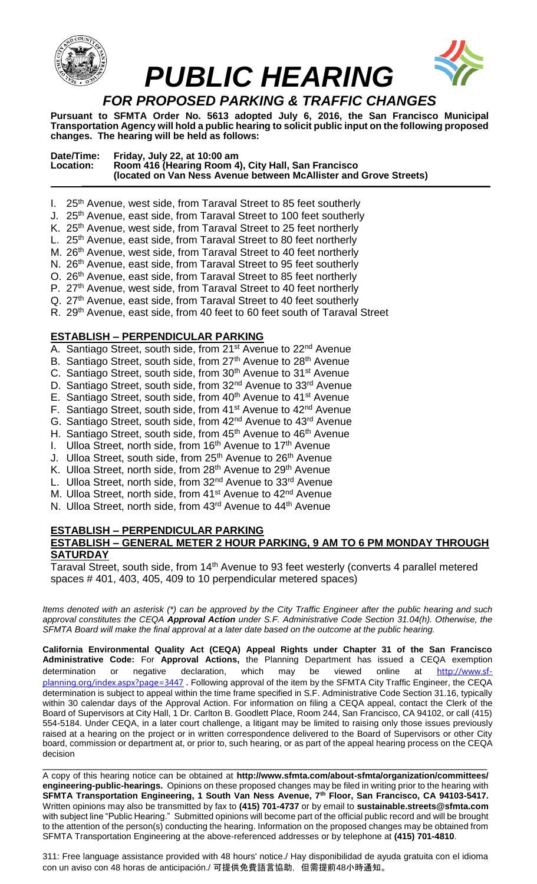# *PUBLIC HEARING*

## *FOR PROPOSED PARKING & TRAFFIC CHANGES*

**Pursuant to SFMTA Order No. 5613 adopted July 6, 2016, the San Francisco Municipal Transportation Agency will hold a public hearing to solicit public input on the following proposed changes. The hearing will be held as follows:**

**Date/Time: Friday, July 22, at 10:00 am**
**Location: Room 416 (Hearing Room 4), City Hall, San Francisco**
**(located on Van Ness Avenue between McAllister and Grove Streets)**

I. 25th Avenue, west side, from Taraval Street to 85 feet southerly
J. 25th Avenue, east side, from Taraval Street to 100 feet southerly
K. 25th Avenue, west side, from Taraval Street to 25 feet northerly
L. 25th Avenue, east side, from Taraval Street to 80 feet northerly
M. 26th Avenue, west side, from Taraval Street to 40 feet northerly
N. 26th Avenue, east side, from Taraval Street to 95 feet southerly
O. 26th Avenue, east side, from Taraval Street to 85 feet northerly
P. 27th Avenue, west side, from Taraval Street to 40 feet northerly
Q. 27th Avenue, east side, from Taraval Street to 40 feet southerly
R. 29th Avenue, east side, from 40 feet to 60 feet south of Taraval Street

**ESTABLISH – PERPENDICULAR PARKING**

A. Santiago Street, south side, from 21st Avenue to 22nd Avenue
B. Santiago Street, south side, from 27th Avenue to 28th Avenue
C. Santiago Street, south side, from 30th Avenue to 31st Avenue
D. Santiago Street, south side, from 32nd Avenue to 33rd Avenue
E. Santiago Street, south side, from 40th Avenue to 41st Avenue
F. Santiago Street, south side, from 41st Avenue to 42nd Avenue
G. Santiago Street, south side, from 42nd Avenue to 43rd Avenue
H. Santiago Street, south side, from 45th Avenue to 46th Avenue
I. Ulloa Street, north side, from 16th Avenue to 17th Avenue
J. Ulloa Street, south side, from 25th Avenue to 26th Avenue
K. Ulloa Street, north side, from 28th Avenue to 29th Avenue
L. Ulloa Street, north side, from 32nd Avenue to 33rd Avenue
M. Ulloa Street, north side, from 41st Avenue to 42nd Avenue
N. Ulloa Street, north side, from 43rd Avenue to 44th Avenue

**ESTABLISH – PERPENDICULAR PARKING**
**ESTABLISH – GENERAL METER 2 HOUR PARKING, 9 AM TO 6 PM MONDAY THROUGH SATURDAY**

Taraval Street, south side, from 14th Avenue to 93 feet westerly (converts 4 parallel metered spaces # 401, 403, 405, 409 to 10 perpendicular metered spaces)

*Items denoted with an asterisk (\*) can be approved by the City Traffic Engineer after the public hearing and such approval constitutes the CEQA **Approval Action** under S.F. Administrative Code Section 31.04(h). Otherwise, the SFMTA Board will make the final approval at a later date based on the outcome at the public hearing.*

**California Environmental Quality Act (CEQA) Appeal Rights under Chapter 31 of the San Francisco Administrative Code:** For **Approval Actions,** the Planning Department has issued a CEQA exemption determination or negative declaration, which may be viewed online at http://www.sf-planning.org/index.aspx?page=3447 . Following approval of the item by the SFMTA City Traffic Engineer, the CEQA determination is subject to appeal within the time frame specified in S.F. Administrative Code Section 31.16, typically within 30 calendar days of the Approval Action. For information on filing a CEQA appeal, contact the Clerk of the Board of Supervisors at City Hall, 1 Dr. Carlton B. Goodlett Place, Room 244, San Francisco, CA 94102, or call (415) 554-5184. Under CEQA, in a later court challenge, a litigant may be limited to raising only those issues previously raised at a hearing on the project or in written correspondence delivered to the Board of Supervisors or other City board, commission or department at, or prior to, such hearing, or as part of the appeal hearing process on the CEQA decision

A copy of this hearing notice can be obtained at **http://www.sfmta.com/about-sfmta/organization/committees/engineering-public-hearings.** Opinions on these proposed changes may be filed in writing prior to the hearing with **SFMTA Transportation Engineering, 1 South Van Ness Avenue, 7th Floor, San Francisco, CA 94103-5417.** Written opinions may also be transmitted by fax to **(415) 701-4737** or by email to **sustainable.streets@sfmta.com** with subject line "Public Hearing." Submitted opinions will become part of the official public record and will be brought to the attention of the person(s) conducting the hearing. Information on the proposed changes may be obtained from SFMTA Transportation Engineering at the above-referenced addresses or by telephone at **(415) 701-4810**.

311: Free language assistance provided with 48 hours' notice./ Hay disponibilidad de ayuda gratuita con el idioma con un aviso con 48 horas de anticipación./ 可提供免費語言協助，但需提前48小時通知。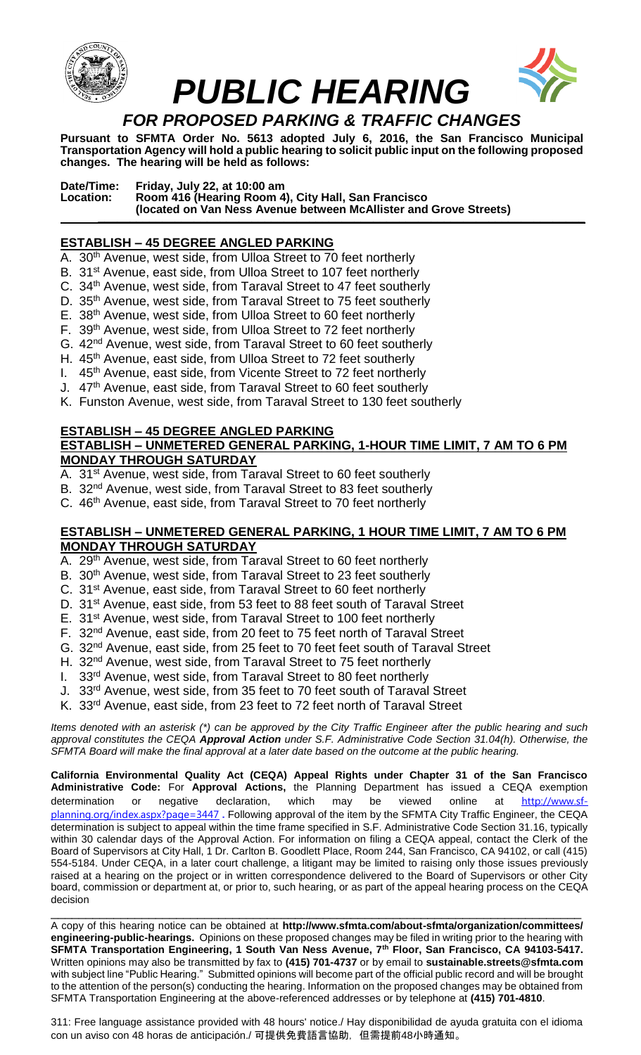# PUBLIC HEARING

## FOR PROPOSED PARKING & TRAFFIC CHANGES

**Pursuant to SFMTA Order No. 5613 adopted July 6, 2016, the San Francisco Municipal Transportation Agency will hold a public hearing to solicit public input on the following proposed changes. The hearing will be held as follows:**

**Date/Time: Friday, July 22, at 10:00 am**
**Location: Room 416 (Hearing Room 4), City Hall, San Francisco (located on Van Ness Avenue between McAllister and Grove Streets)**

### ESTABLISH – 45 DEGREE ANGLED PARKING

A. 30th Avenue, west side, from Ulloa Street to 70 feet northerly
B. 31st Avenue, east side, from Ulloa Street to 107 feet northerly
C. 34th Avenue, west side, from Taraval Street to 47 feet southerly
D. 35th Avenue, west side, from Taraval Street to 75 feet southerly
E. 38th Avenue, west side, from Ulloa Street to 60 feet northerly
F. 39th Avenue, west side, from Ulloa Street to 72 feet northerly
G. 42nd Avenue, west side, from Taraval Street to 60 feet southerly
H. 45th Avenue, east side, from Ulloa Street to 72 feet southerly
I. 45th Avenue, east side, from Vicente Street to 72 feet northerly
J. 47th Avenue, east side, from Taraval Street to 60 feet southerly
K. Funston Avenue, west side, from Taraval Street to 130 feet southerly

### ESTABLISH – 45 DEGREE ANGLED PARKING
### ESTABLISH – UNMETERED GENERAL PARKING, 1-HOUR TIME LIMIT, 7 AM TO 6 PM MONDAY THROUGH SATURDAY

A. 31st Avenue, west side, from Taraval Street to 60 feet southerly
B. 32nd Avenue, west side, from Taraval Street to 83 feet southerly
C. 46th Avenue, east side, from Taraval Street to 70 feet northerly

### ESTABLISH – UNMETERED GENERAL PARKING, 1 HOUR TIME LIMIT, 7 AM TO 6 PM MONDAY THROUGH SATURDAY

A. 29th Avenue, west side, from Taraval Street to 60 feet northerly
B. 30th Avenue, west side, from Taraval Street to 23 feet southerly
C. 31st Avenue, east side, from Taraval Street to 60 feet northerly
D. 31st Avenue, east side, from 53 feet to 88 feet south of Taraval Street
E. 31st Avenue, west side, from Taraval Street to 100 feet northerly
F. 32nd Avenue, east side, from 20 feet to 75 feet north of Taraval Street
G. 32nd Avenue, east side, from 25 feet to 70 feet feet south of Taraval Street
H. 32nd Avenue, west side, from Taraval Street to 75 feet northerly
I. 33rd Avenue, west side, from Taraval Street to 80 feet northerly
J. 33rd Avenue, west side, from 35 feet to 70 feet south of Taraval Street
K. 33rd Avenue, east side, from 23 feet to 72 feet north of Taraval Street

*Items denoted with an asterisk (\*) can be approved by the City Traffic Engineer after the public hearing and such approval constitutes the CEQA **Approval Action** under S.F. Administrative Code Section 31.04(h). Otherwise, the SFMTA Board will make the final approval at a later date based on the outcome at the public hearing.*

**California Environmental Quality Act (CEQA) Appeal Rights under Chapter 31 of the San Francisco Administrative Code:** For **Approval Actions,** the Planning Department has issued a CEQA exemption determination or negative declaration, which may be viewed online at http://www.sf-planning.org/index.aspx?page=3447 . Following approval of the item by the SFMTA City Traffic Engineer, the CEQA determination is subject to appeal within the time frame specified in S.F. Administrative Code Section 31.16, typically within 30 calendar days of the Approval Action. For information on filing a CEQA appeal, contact the Clerk of the Board of Supervisors at City Hall, 1 Dr. Carlton B. Goodlett Place, Room 244, San Francisco, CA 94102, or call (415) 554-5184. Under CEQA, in a later court challenge, a litigant may be limited to raising only those issues previously raised at a hearing on the project or in written correspondence delivered to the Board of Supervisors or other City board, commission or department at, or prior to, such hearing, or as part of the appeal hearing process on the CEQA decision

A copy of this hearing notice can be obtained at **http://www.sfmta.com/about-sfmta/organization/committees/engineering-public-hearings.** Opinions on these proposed changes may be filed in writing prior to the hearing with **SFMTA Transportation Engineering, 1 South Van Ness Avenue, 7th Floor, San Francisco, CA 94103-5417.** Written opinions may also be transmitted by fax to **(415) 701-4737** or by email to **sustainable.streets@sfmta.com** with subject line "Public Hearing." Submitted opinions will become part of the official public record and will be brought to the attention of the person(s) conducting the hearing. Information on the proposed changes may be obtained from SFMTA Transportation Engineering at the above-referenced addresses or by telephone at **(415) 701-4810**.

311: Free language assistance provided with 48 hours' notice./ Hay disponibilidad de ayuda gratuita con el idioma con un aviso con 48 horas de anticipación./ 可提供免費語言協助，但需提前48小時通知。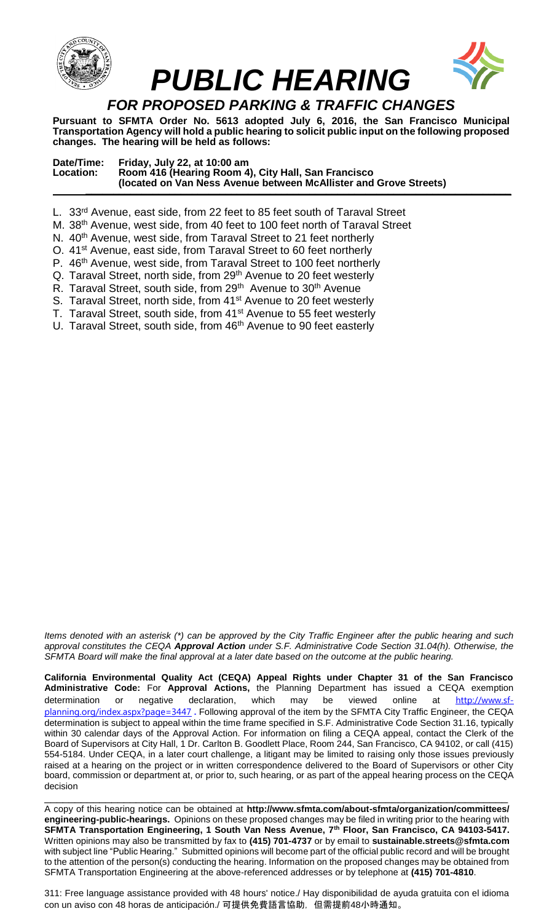# *PUBLIC HEARING*

## *FOR PROPOSED PARKING & TRAFFIC CHANGES*

**Pursuant to SFMTA Order No. 5613 adopted July 6, 2016, the San Francisco Municipal Transportation Agency will hold a public hearing to solicit public input on the following proposed changes. The hearing will be held as follows:**

**Date/Time: Friday, July 22, at 10:00 am**
**Location: Room 416 (Hearing Room 4), City Hall, San Francisco**
**(located on Van Ness Avenue between McAllister and Grove Streets)**

L. 33rd Avenue, east side, from 22 feet to 85 feet south of Taraval Street
M. 38th Avenue, west side, from 40 feet to 100 feet north of Taraval Street
N. 40th Avenue, west side, from Taraval Street to 21 feet northerly
O. 41st Avenue, east side, from Taraval Street to 60 feet northerly
P. 46th Avenue, west side, from Taraval Street to 100 feet northerly
Q. Taraval Street, north side, from 29th Avenue to 20 feet westerly
R. Taraval Street, south side, from 29th Avenue to 30th Avenue
S. Taraval Street, north side, from 41st Avenue to 20 feet westerly
T. Taraval Street, south side, from 41st Avenue to 55 feet westerly
U. Taraval Street, south side, from 46th Avenue to 90 feet easterly

*Items denoted with an asterisk (*) can be approved by the City Traffic Engineer after the public hearing and such approval constitutes the CEQA **Approval Action** under S.F. Administrative Code Section 31.04(h). Otherwise, the SFMTA Board will make the final approval at a later date based on the outcome at the public hearing.*

**California Environmental Quality Act (CEQA) Appeal Rights under Chapter 31 of the San Francisco Administrative Code:** For **Approval Actions,** the Planning Department has issued a CEQA exemption determination or negative declaration, which may be viewed online at http://www.sf-planning.org/index.aspx?page=3447 . Following approval of the item by the SFMTA City Traffic Engineer, the CEQA determination is subject to appeal within the time frame specified in S.F. Administrative Code Section 31.16, typically within 30 calendar days of the Approval Action. For information on filing a CEQA appeal, contact the Clerk of the Board of Supervisors at City Hall, 1 Dr. Carlton B. Goodlett Place, Room 244, San Francisco, CA 94102, or call (415) 554-5184. Under CEQA, in a later court challenge, a litigant may be limited to raising only those issues previously raised at a hearing on the project or in written correspondence delivered to the Board of Supervisors or other City board, commission or department at, or prior to, such hearing, or as part of the appeal hearing process on the CEQA decision

A copy of this hearing notice can be obtained at **http://www.sfmta.com/about-sfmta/organization/committees/engineering-public-hearings.** Opinions on these proposed changes may be filed in writing prior to the hearing with **SFMTA Transportation Engineering, 1 South Van Ness Avenue, 7th Floor, San Francisco, CA 94103-5417.** Written opinions may also be transmitted by fax to **(415) 701-4737** or by email to **sustainable.streets@sfmta.com** with subject line "Public Hearing." Submitted opinions will become part of the official public record and will be brought to the attention of the person(s) conducting the hearing. Information on the proposed changes may be obtained from SFMTA Transportation Engineering at the above-referenced addresses or by telephone at **(415) 701-4810**.

311: Free language assistance provided with 48 hours' notice./ Hay disponibilidad de ayuda gratuita con el idioma con un aviso con 48 horas de anticipación./ 可提供免費語言協助，但需提前48小時通知。